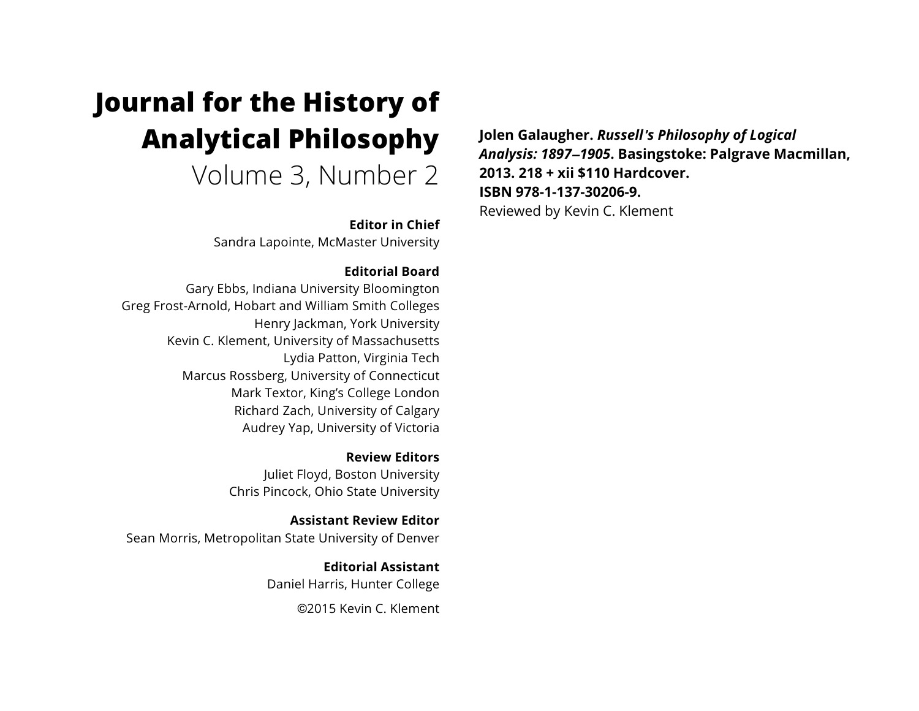# Journal for the History of Analytical Philosophy

## Volume 3, Number 2

**Editor in Chief**
Sandra Lapointe, McMaster University

**Editorial Board**
Gary Ebbs, Indiana University Bloomington
Greg Frost-Arnold, Hobart and William Smith Colleges
Henry Jackman, York University
Kevin C. Klement, University of Massachusetts
Lydia Patton, Virginia Tech
Marcus Rossberg, University of Connecticut
Mark Textor, King's College London
Richard Zach, University of Calgary
Audrey Yap, University of Victoria

**Review Editors**
Juliet Floyd, Boston University
Chris Pincock, Ohio State University

**Assistant Review Editor**
Sean Morris, Metropolitan State University of Denver

**Editorial Assistant**
Daniel Harris, Hunter College

©2015 Kevin C. Klement

**Jolen Galaugher. *Russell's Philosophy of Logical Analysis: 1897–1905*. Basingstoke: Palgrave Macmillan, 2013. 218 + xii $110 Hardcover. ISBN 978-1-137-30206-9.**
Reviewed by Kevin C. Klement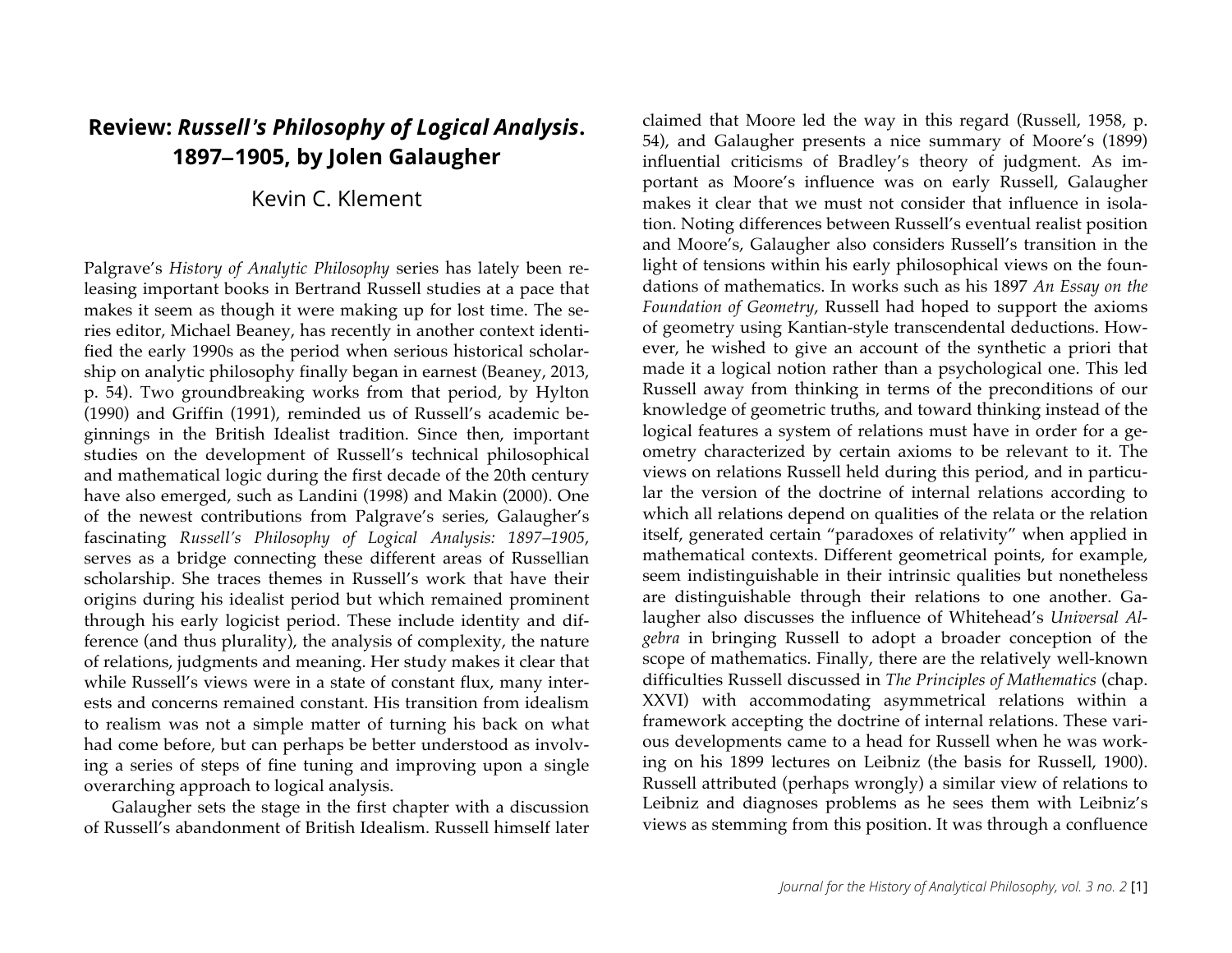# Review: *Russell's Philosophy of Logical Analysis*. 1897–1905, by Jolen Galaugher

Kevin C. Klement

Palgrave's *History of Analytic Philosophy* series has lately been releasing important books in Bertrand Russell studies at a pace that makes it seem as though it were making up for lost time. The series editor, Michael Beaney, has recently in another context identified the early 1990s as the period when serious historical scholarship on analytic philosophy finally began in earnest (Beaney, 2013, p. 54). Two groundbreaking works from that period, by Hylton (1990) and Griffin (1991), reminded us of Russell's academic beginnings in the British Idealist tradition. Since then, important studies on the development of Russell's technical philosophical and mathematical logic during the first decade of the 20th century have also emerged, such as Landini (1998) and Makin (2000). One of the newest contributions from Palgrave's series, Galaugher's fascinating *Russell's Philosophy of Logical Analysis: 1897–1905*, serves as a bridge connecting these different areas of Russellian scholarship. She traces themes in Russell's work that have their origins during his idealist period but which remained prominent through his early logicist period. These include identity and difference (and thus plurality), the analysis of complexity, the nature of relations, judgments and meaning. Her study makes it clear that while Russell's views were in a state of constant flux, many interests and concerns remained constant. His transition from idealism to realism was not a simple matter of turning his back on what had come before, but can perhaps be better understood as involving a series of steps of fine tuning and improving upon a single overarching approach to logical analysis.

Galaugher sets the stage in the first chapter with a discussion of Russell's abandonment of British Idealism. Russell himself later claimed that Moore led the way in this regard (Russell, 1958, p. 54), and Galaugher presents a nice summary of Moore's (1899) influential criticisms of Bradley's theory of judgment. As important as Moore's influence was on early Russell, Galaugher makes it clear that we must not consider that influence in isolation. Noting differences between Russell's eventual realist position and Moore's, Galaugher also considers Russell's transition in the light of tensions within his early philosophical views on the foundations of mathematics. In works such as his 1897 *An Essay on the Foundation of Geometry*, Russell had hoped to support the axioms of geometry using Kantian-style transcendental deductions. However, he wished to give an account of the synthetic a priori that made it a logical notion rather than a psychological one. This led Russell away from thinking in terms of the preconditions of our knowledge of geometric truths, and toward thinking instead of the logical features a system of relations must have in order for a geometry characterized by certain axioms to be relevant to it. The views on relations Russell held during this period, and in particular the version of the doctrine of internal relations according to which all relations depend on qualities of the relata or the relation itself, generated certain "paradoxes of relativity" when applied in mathematical contexts. Different geometrical points, for example, seem indistinguishable in their intrinsic qualities but nonetheless are distinguishable through their relations to one another. Galaugher also discusses the influence of Whitehead's *Universal Algebra* in bringing Russell to adopt a broader conception of the scope of mathematics. Finally, there are the relatively well-known difficulties Russell discussed in *The Principles of Mathematics* (chap. XXVI) with accommodating asymmetrical relations within a framework accepting the doctrine of internal relations. These various developments came to a head for Russell when he was working on his 1899 lectures on Leibniz (the basis for Russell, 1900). Russell attributed (perhaps wrongly) a similar view of relations to Leibniz and diagnoses problems as he sees them with Leibniz's views as stemming from this position. It was through a confluence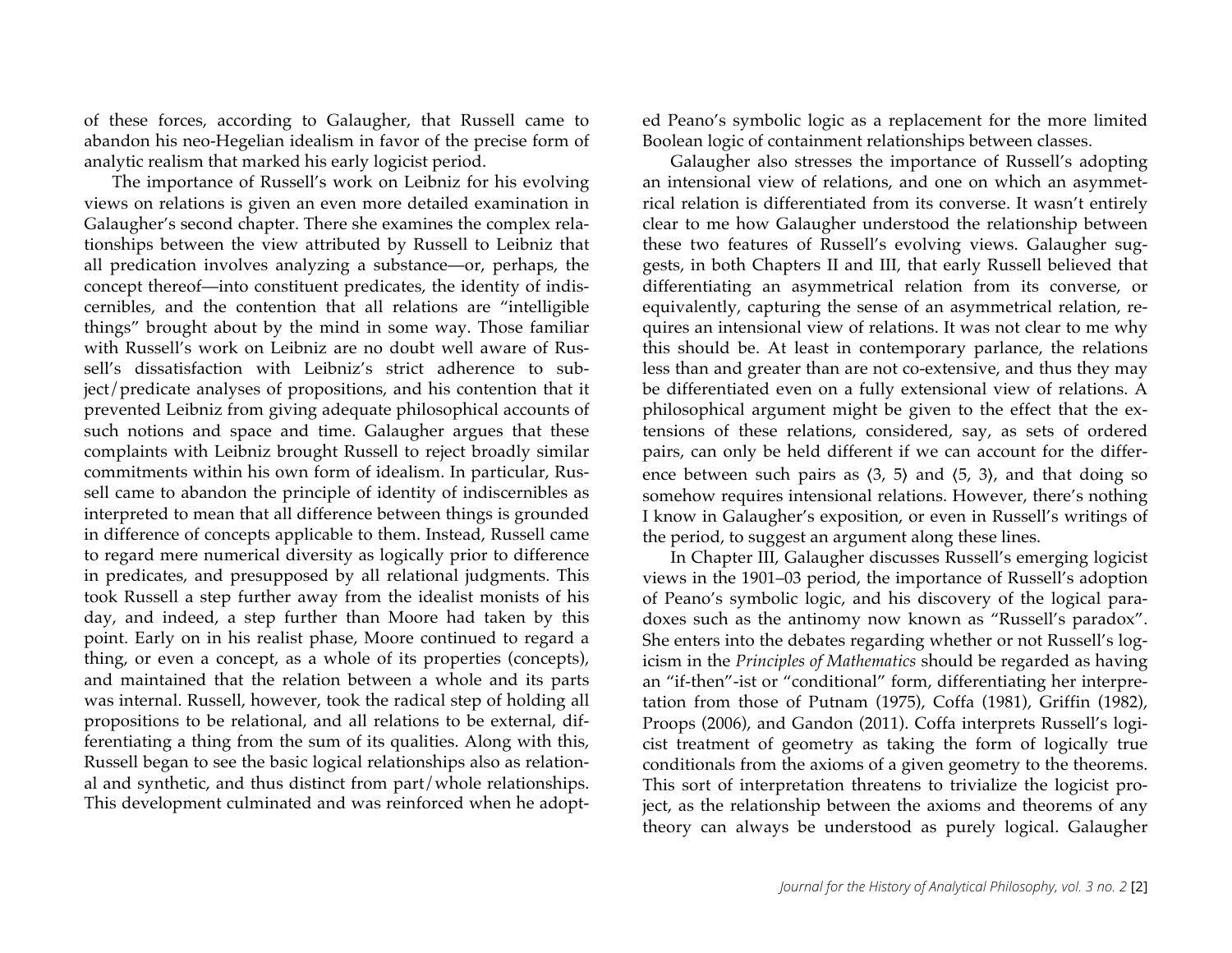of these forces, according to Galaugher, that Russell came to abandon his neo-Hegelian idealism in favor of the precise form of analytic realism that marked his early logicist period.

The importance of Russell's work on Leibniz for his evolving views on relations is given an even more detailed examination in Galaugher's second chapter. There she examines the complex relationships between the view attributed by Russell to Leibniz that all predication involves analyzing a substance—or, perhaps, the concept thereof—into constituent predicates, the identity of indiscernibles, and the contention that all relations are "intelligible things" brought about by the mind in some way. Those familiar with Russell's work on Leibniz are no doubt well aware of Russell's dissatisfaction with Leibniz's strict adherence to subject/predicate analyses of propositions, and his contention that it prevented Leibniz from giving adequate philosophical accounts of such notions and space and time. Galaugher argues that these complaints with Leibniz brought Russell to reject broadly similar commitments within his own form of idealism. In particular, Russell came to abandon the principle of identity of indiscernibles as interpreted to mean that all difference between things is grounded in difference of concepts applicable to them. Instead, Russell came to regard mere numerical diversity as logically prior to difference in predicates, and presupposed by all relational judgments. This took Russell a step further away from the idealist monists of his day, and indeed, a step further than Moore had taken by this point. Early on in his realist phase, Moore continued to regard a thing, or even a concept, as a whole of its properties (concepts), and maintained that the relation between a whole and its parts was internal. Russell, however, took the radical step of holding all propositions to be relational, and all relations to be external, differentiating a thing from the sum of its qualities. Along with this, Russell began to see the basic logical relationships also as relational and synthetic, and thus distinct from part/whole relationships. This development culminated and was reinforced when he adopted Peano's symbolic logic as a replacement for the more limited Boolean logic of containment relationships between classes.

Galaugher also stresses the importance of Russell's adopting an intensional view of relations, and one on which an asymmetrical relation is differentiated from its converse. It wasn't entirely clear to me how Galaugher understood the relationship between these two features of Russell's evolving views. Galaugher suggests, in both Chapters II and III, that early Russell believed that differentiating an asymmetrical relation from its converse, or equivalently, capturing the sense of an asymmetrical relation, requires an intensional view of relations. It was not clear to me why this should be. At least in contemporary parlance, the relations less than and greater than are not co-extensive, and thus they may be differentiated even on a fully extensional view of relations. A philosophical argument might be given to the effect that the extensions of these relations, considered, say, as sets of ordered pairs, can only be held different if we can account for the difference between such pairs as ⟨3, 5⟩ and ⟨5, 3⟩, and that doing so somehow requires intensional relations. However, there's nothing I know in Galaugher's exposition, or even in Russell's writings of the period, to suggest an argument along these lines.

In Chapter III, Galaugher discusses Russell's emerging logicist views in the 1901–03 period, the importance of Russell's adoption of Peano's symbolic logic, and his discovery of the logical paradoxes such as the antinomy now known as "Russell's paradox". She enters into the debates regarding whether or not Russell's logicism in the *Principles of Mathematics* should be regarded as having an "if-then"-ist or "conditional" form, differentiating her interpretation from those of Putnam (1975), Coffa (1981), Griffin (1982), Proops (2006), and Gandon (2011). Coffa interprets Russell's logicist treatment of geometry as taking the form of logically true conditionals from the axioms of a given geometry to the theorems. This sort of interpretation threatens to trivialize the logicist project, as the relationship between the axioms and theorems of any theory can always be understood as purely logical. Galaugher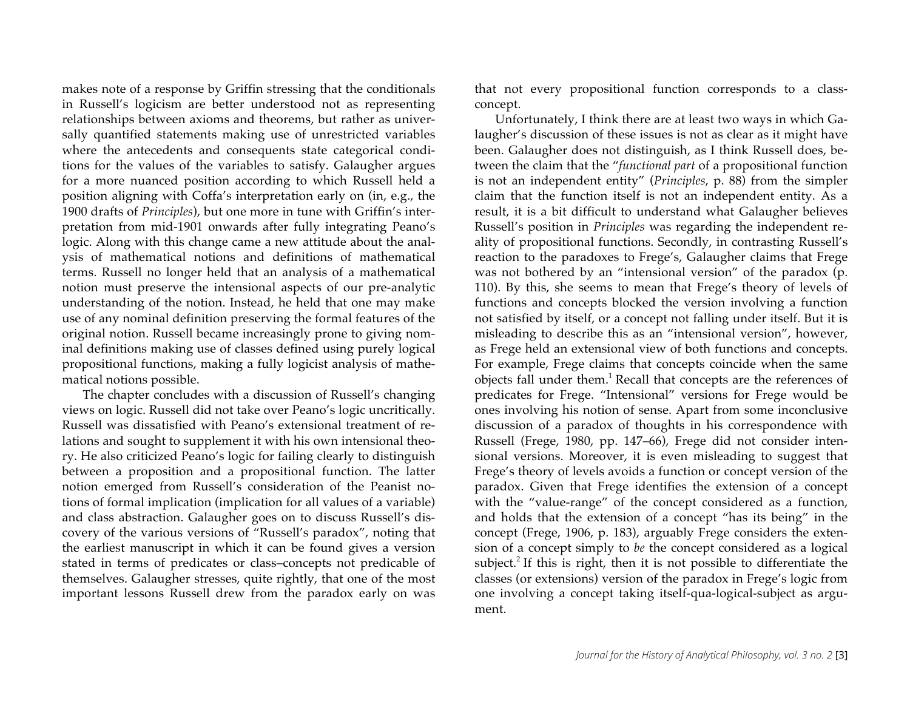makes note of a response by Griffin stressing that the conditionals in Russell's logicism are better understood not as representing relationships between axioms and theorems, but rather as universally quantified statements making use of unrestricted variables where the antecedents and consequents state categorical conditions for the values of the variables to satisfy. Galaugher argues for a more nuanced position according to which Russell held a position aligning with Coffa's interpretation early on (in, e.g., the 1900 drafts of *Principles*), but one more in tune with Griffin's interpretation from mid-1901 onwards after fully integrating Peano's logic. Along with this change came a new attitude about the analysis of mathematical notions and definitions of mathematical terms. Russell no longer held that an analysis of a mathematical notion must preserve the intensional aspects of our pre-analytic understanding of the notion. Instead, he held that one may make use of any nominal definition preserving the formal features of the original notion. Russell became increasingly prone to giving nominal definitions making use of classes defined using purely logical propositional functions, making a fully logicist analysis of mathematical notions possible.

The chapter concludes with a discussion of Russell's changing views on logic. Russell did not take over Peano's logic uncritically. Russell was dissatisfied with Peano's extensional treatment of relations and sought to supplement it with his own intensional theory. He also criticized Peano's logic for failing clearly to distinguish between a proposition and a propositional function. The latter notion emerged from Russell's consideration of the Peanist notions of formal implication (implication for all values of a variable) and class abstraction. Galaugher goes on to discuss Russell's discovery of the various versions of "Russell's paradox", noting that the earliest manuscript in which it can be found gives a version stated in terms of predicates or class–concepts not predicable of themselves. Galaugher stresses, quite rightly, that one of the most important lessons Russell drew from the paradox early on was that not every propositional function corresponds to a class-concept.

Unfortunately, I think there are at least two ways in which Galaugher's discussion of these issues is not as clear as it might have been. Galaugher does not distinguish, as I think Russell does, between the claim that the "*functional part* of a propositional function is not an independent entity" (*Principles*, p. 88) from the simpler claim that the function itself is not an independent entity. As a result, it is a bit difficult to understand what Galaugher believes Russell's position in *Principles* was regarding the independent reality of propositional functions. Secondly, in contrasting Russell's reaction to the paradoxes to Frege's, Galaugher claims that Frege was not bothered by an "intensional version" of the paradox (p. 110). By this, she seems to mean that Frege's theory of levels of functions and concepts blocked the version involving a function not satisfied by itself, or a concept not falling under itself. But it is misleading to describe this as an "intensional version", however, as Frege held an extensional view of both functions and concepts. For example, Frege claims that concepts coincide when the same objects fall under them.[1] Recall that concepts are the references of predicates for Frege. "Intensional" versions for Frege would be ones involving his notion of sense. Apart from some inconclusive discussion of a paradox of thoughts in his correspondence with Russell (Frege, 1980, pp. 147–66), Frege did not consider intensional versions. Moreover, it is even misleading to suggest that Frege's theory of levels avoids a function or concept version of the paradox. Given that Frege identifies the extension of a concept with the "value-range" of the concept considered as a function, and holds that the extension of a concept "has its being" in the concept (Frege, 1906, p. 183), arguably Frege considers the extension of a concept simply to *be* the concept considered as a logical subject.[2] If this is right, then it is not possible to differentiate the classes (or extensions) version of the paradox in Frege's logic from one involving a concept taking itself-qua-logical-subject as argument.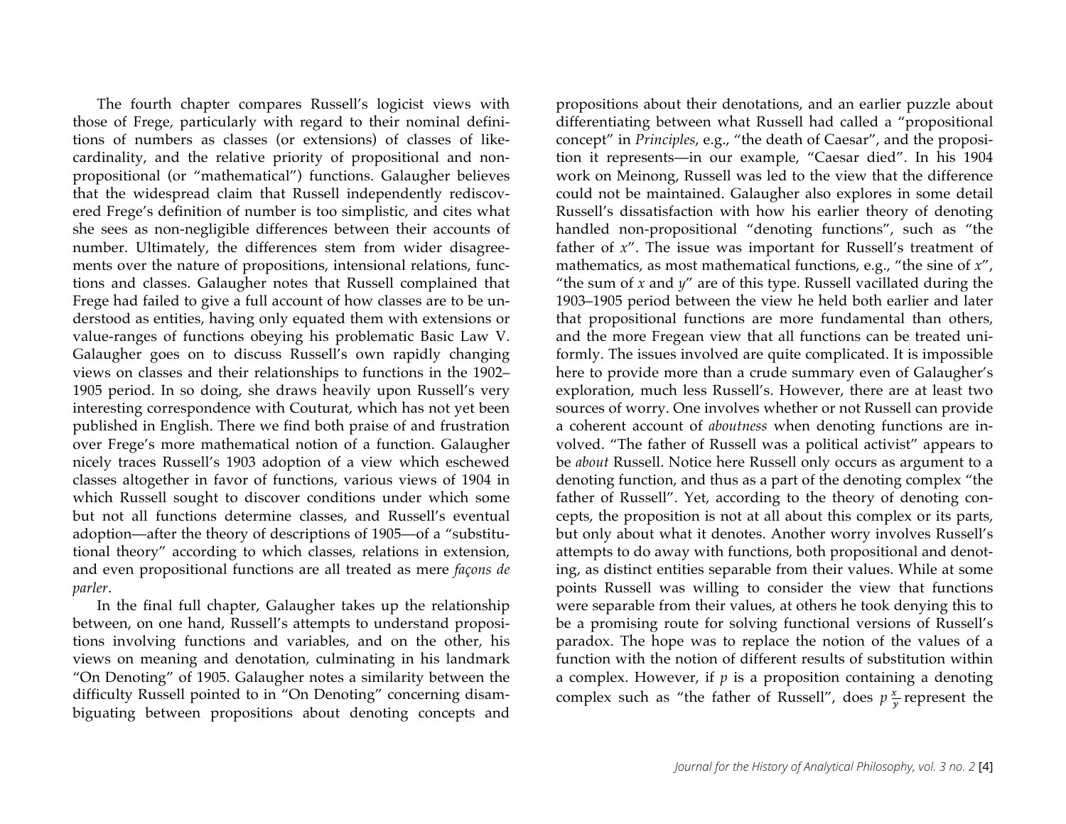The fourth chapter compares Russell's logicist views with those of Frege, particularly with regard to their nominal definitions of numbers as classes (or extensions) of classes of like-cardinality, and the relative priority of propositional and non-propositional (or "mathematical") functions. Galaugher believes that the widespread claim that Russell independently rediscovered Frege's definition of number is too simplistic, and cites what she sees as non-negligible differences between their accounts of number. Ultimately, the differences stem from wider disagreements over the nature of propositions, intensional relations, functions and classes. Galaugher notes that Russell complained that Frege had failed to give a full account of how classes are to be understood as entities, having only equated them with extensions or value-ranges of functions obeying his problematic Basic Law V. Galaugher goes on to discuss Russell's own rapidly changing views on classes and their relationships to functions in the 1902–1905 period. In so doing, she draws heavily upon Russell's very interesting correspondence with Couturat, which has not yet been published in English. There we find both praise of and frustration over Frege's more mathematical notion of a function. Galaugher nicely traces Russell's 1903 adoption of a view which eschewed classes altogether in favor of functions, various views of 1904 in which Russell sought to discover conditions under which some but not all functions determine classes, and Russell's eventual adoption—after the theory of descriptions of 1905—of a "substitutional theory" according to which classes, relations in extension, and even propositional functions are all treated as mere *façons de parler*.

In the final full chapter, Galaugher takes up the relationship between, on one hand, Russell's attempts to understand propositions involving functions and variables, and on the other, his views on meaning and denotation, culminating in his landmark "On Denoting" of 1905. Galaugher notes a similarity between the difficulty Russell pointed to in "On Denoting" concerning disambiguating between propositions about denoting concepts and propositions about their denotations, and an earlier puzzle about differentiating between what Russell had called a "propositional concept" in *Principles*, e.g., "the death of Caesar", and the proposition it represents—in our example, "Caesar died". In his 1904 work on Meinong, Russell was led to the view that the difference could not be maintained. Galaugher also explores in some detail Russell's dissatisfaction with how his earlier theory of denoting handled non-propositional "denoting functions", such as "the father of $x$". The issue was important for Russell's treatment of mathematics, as most mathematical functions, e.g., "the sine of $x$", "the sum of $x$ and $y$" are of this type. Russell vacillated during the 1903–1905 period between the view he held both earlier and later that propositional functions are more fundamental than others, and the more Fregean view that all functions can be treated uniformly. The issues involved are quite complicated. It is impossible here to provide more than a crude summary even of Galaugher's exploration, much less Russell's. However, there are at least two sources of worry. One involves whether or not Russell can provide a coherent account of *aboutness* when denoting functions are involved. "The father of Russell was a political activist" appears to be *about* Russell. Notice here Russell only occurs as argument to a denoting function, and thus as a part of the denoting complex "the father of Russell". Yet, according to the theory of denoting concepts, the proposition is not at all about this complex or its parts, but only about what it denotes. Another worry involves Russell's attempts to do away with functions, both propositional and denoting, as distinct entities separable from their values. While at some points Russell was willing to consider the view that functions were separable from their values, at others he took denying this to be a promising route for solving functional versions of Russell's paradox. The hope was to replace the notion of the values of a function with the notion of different results of substitution within a complex. However, if $p$ is a proposition containing a denoting complex such as "the father of Russell", does $p\frac{x}{y}$ represent the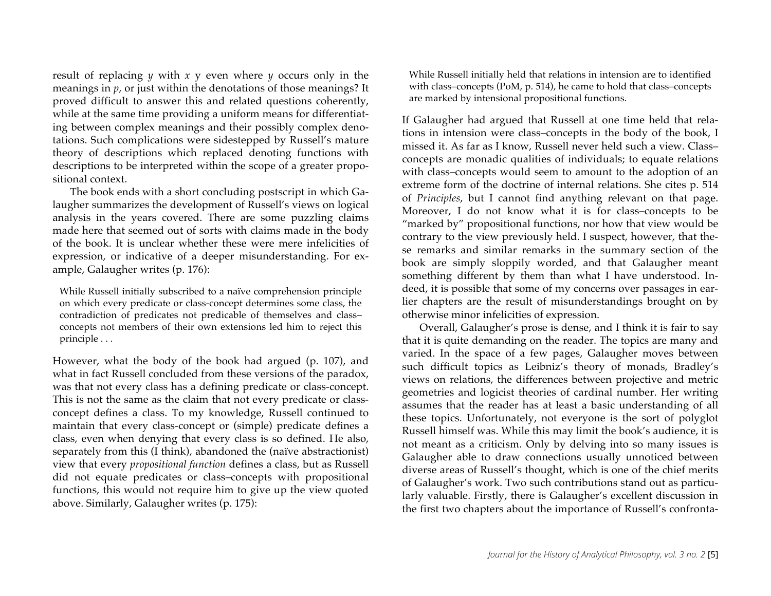result of replacing $y$ with $x$ y even where $y$ occurs only in the meanings in $p$, or just within the denotations of those meanings? It proved difficult to answer this and related questions coherently, while at the same time providing a uniform means for differentiating between complex meanings and their possibly complex denotations. Such complications were sidestepped by Russell's mature theory of descriptions which replaced denoting functions with descriptions to be interpreted within the scope of a greater propositional context.

The book ends with a short concluding postscript in which Galaugher summarizes the development of Russell's views on logical analysis in the years covered. There are some puzzling claims made here that seemed out of sorts with claims made in the body of the book. It is unclear whether these were mere infelicities of expression, or indicative of a deeper misunderstanding. For example, Galaugher writes (p. 176):

> While Russell initially subscribed to a naïve comprehension principle on which every predicate or class-concept determines some class, the contradiction of predicates not predicable of themselves and class–concepts not members of their own extensions led him to reject this principle . . .

However, what the body of the book had argued (p. 107), and what in fact Russell concluded from these versions of the paradox, was that not every class has a defining predicate or class-concept. This is not the same as the claim that not every predicate or class-concept defines a class. To my knowledge, Russell continued to maintain that every class-concept or (simple) predicate defines a class, even when denying that every class is so defined. He also, separately from this (I think), abandoned the (naïve abstractionist) view that every *propositional function* defines a class, but as Russell did not equate predicates or class–concepts with propositional functions, this would not require him to give up the view quoted above. Similarly, Galaugher writes (p. 175):

> While Russell initially held that relations in intension are to identified with class–concepts (PoM, p. 514), he came to hold that class–concepts are marked by intensional propositional functions.

If Galaugher had argued that Russell at one time held that relations in intension were class–concepts in the body of the book, I missed it. As far as I know, Russell never held such a view. Class–concepts are monadic qualities of individuals; to equate relations with class–concepts would seem to amount to the adoption of an extreme form of the doctrine of internal relations. She cites p. 514 of *Principles*, but I cannot find anything relevant on that page. Moreover, I do not know what it is for class–concepts to be "marked by" propositional functions, nor how that view would be contrary to the view previously held. I suspect, however, that these remarks and similar remarks in the summary section of the book are simply sloppily worded, and that Galaugher meant something different by them than what I have understood. Indeed, it is possible that some of my concerns over passages in earlier chapters are the result of misunderstandings brought on by otherwise minor infelicities of expression.

Overall, Galaugher's prose is dense, and I think it is fair to say that it is quite demanding on the reader. The topics are many and varied. In the space of a few pages, Galaugher moves between such difficult topics as Leibniz's theory of monads, Bradley's views on relations, the differences between projective and metric geometries and logicist theories of cardinal number. Her writing assumes that the reader has at least a basic understanding of all these topics. Unfortunately, not everyone is the sort of polyglot Russell himself was. While this may limit the book's audience, it is not meant as a criticism. Only by delving into so many issues is Galaugher able to draw connections usually unnoticed between diverse areas of Russell's thought, which is one of the chief merits of Galaugher's work. Two such contributions stand out as particularly valuable. Firstly, there is Galaugher's excellent discussion in the first two chapters about the importance of Russell's confronta-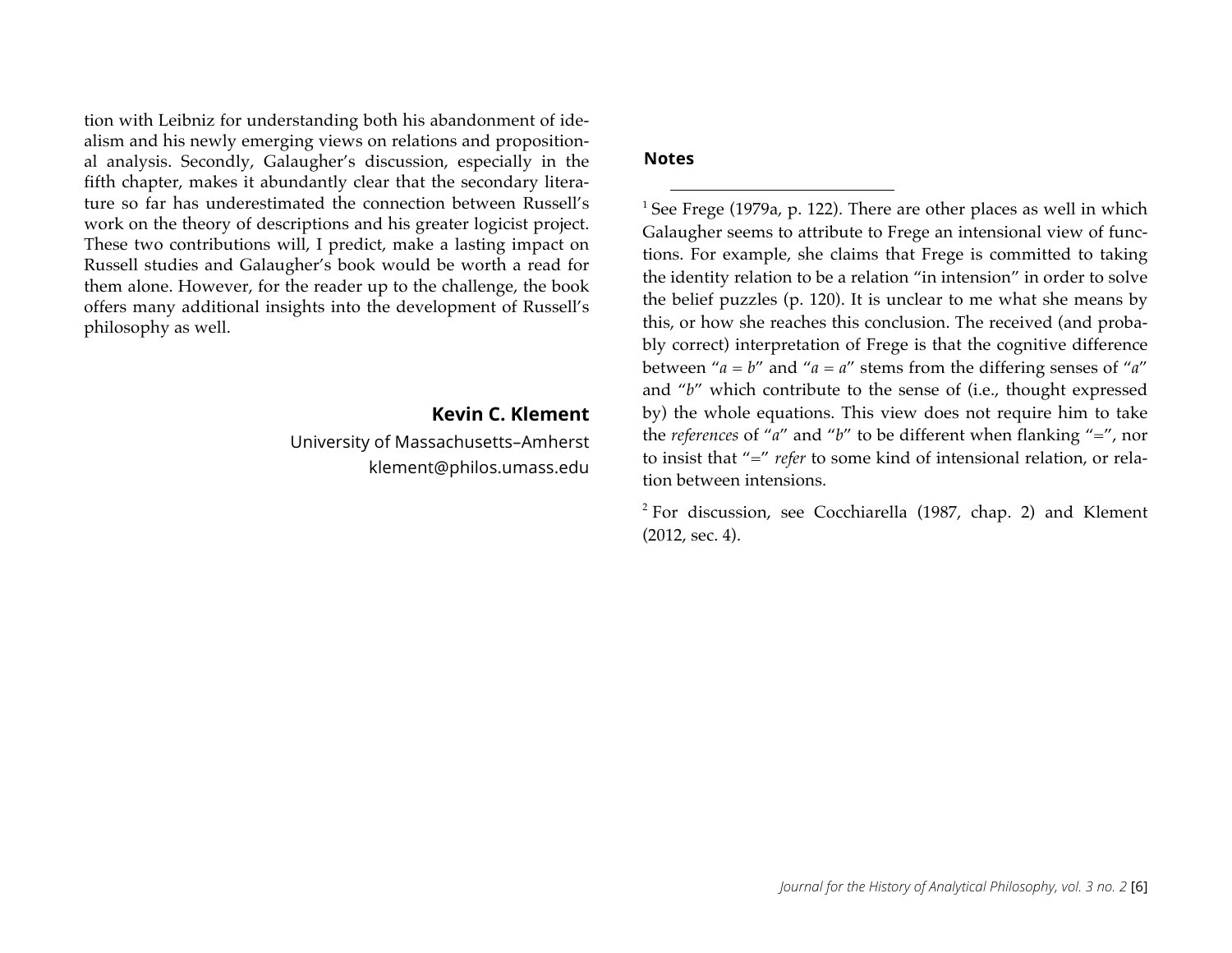tion with Leibniz for understanding both his abandonment of idealism and his newly emerging views on relations and propositional analysis. Secondly, Galaugher's discussion, especially in the fifth chapter, makes it abundantly clear that the secondary literature so far has underestimated the connection between Russell's work on the theory of descriptions and his greater logicist project. These two contributions will, I predict, make a lasting impact on Russell studies and Galaugher's book would be worth a read for them alone. However, for the reader up to the challenge, the book offers many additional insights into the development of Russell's philosophy as well.

**Kevin C. Klement**
University of Massachusetts–Amherst
klement@philos.umass.edu

## Notes

[1] See Frege (1979a, p. 122). There are other places as well in which Galaugher seems to attribute to Frege an intensional view of functions. For example, she claims that Frege is committed to taking the identity relation to be a relation "in intension" in order to solve the belief puzzles (p. 120). It is unclear to me what she means by this, or how she reaches this conclusion. The received (and probably correct) interpretation of Frege is that the cognitive difference between "$a = b$" and "$a = a$" stems from the differing senses of "$a$" and "$b$" which contribute to the sense of (i.e., thought expressed by) the whole equations. This view does not require him to take the *references* of "$a$" and "$b$" to be different when flanking "=", nor to insist that "=" *refer* to some kind of intensional relation, or relation between intensions.

[2] For discussion, see Cocchiarella (1987, chap. 2) and Klement (2012, sec. 4).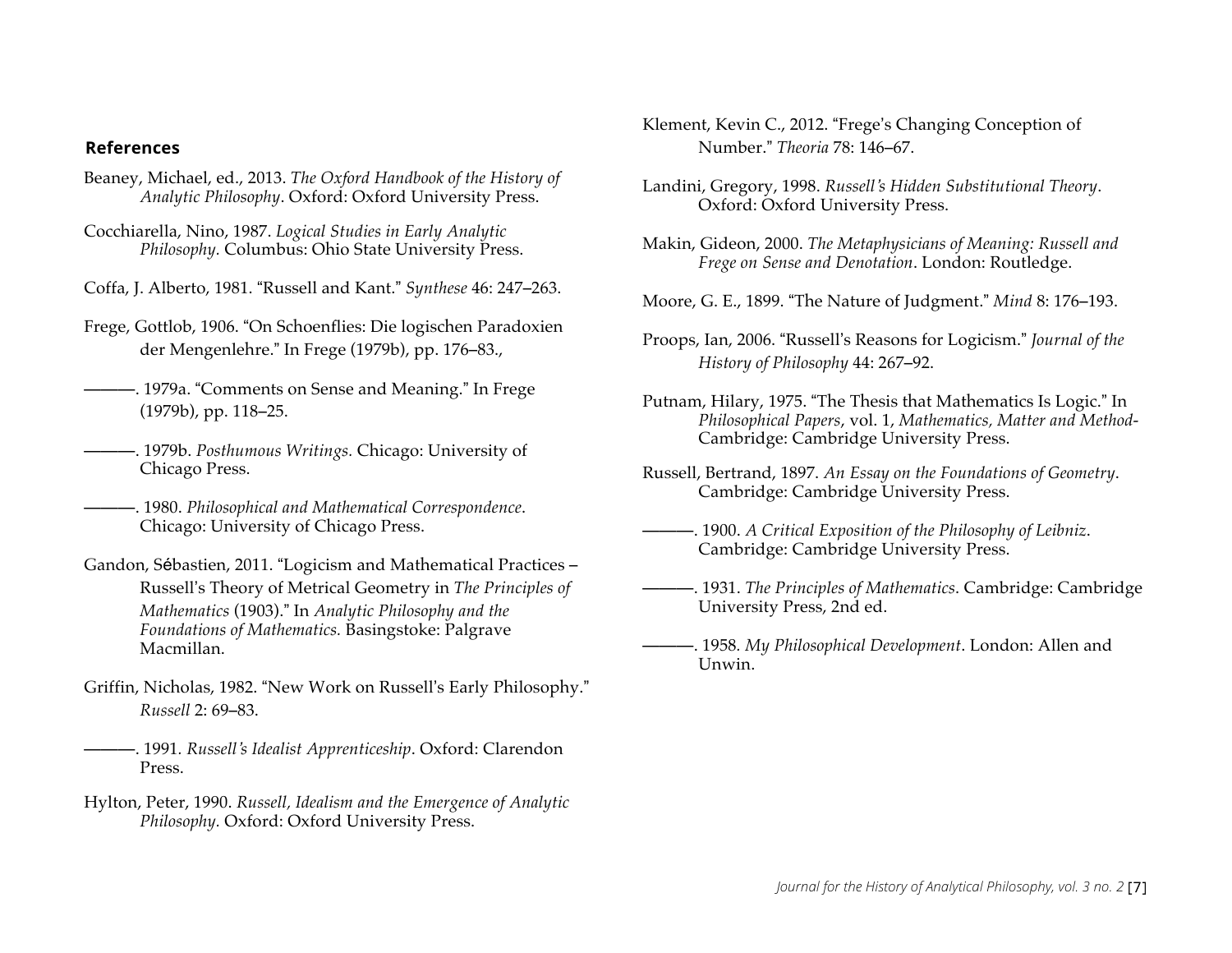## References

Beaney, Michael, ed., 2013. *The Oxford Handbook of the History of Analytic Philosophy*. Oxford: Oxford University Press.

Cocchiarella, Nino, 1987. *Logical Studies in Early Analytic Philosophy*. Columbus: Ohio State University Press.

Coffa, J. Alberto, 1981. "Russell and Kant." *Synthese* 46: 247–263.

Frege, Gottlob, 1906. "On Schoenflies: Die logischen Paradoxien der Mengenlehre." In Frege (1979b), pp. 176–83.,

———. 1979a. "Comments on Sense and Meaning." In Frege (1979b), pp. 118–25.

———. 1979b. *Posthumous Writings.* Chicago: University of Chicago Press.

———. 1980. *Philosophical and Mathematical Correspondence*. Chicago: University of Chicago Press.

Gandon, Sébastien, 2011. "Logicism and Mathematical Practices – Russell's Theory of Metrical Geometry in *The Principles of Mathematics* (1903)." In *Analytic Philosophy and the Foundations of Mathematics.* Basingstoke: Palgrave Macmillan.

Griffin, Nicholas, 1982. "New Work on Russell's Early Philosophy." *Russell* 2: 69–83.

———. 1991. *Russell's Idealist Apprenticeship*. Oxford: Clarendon Press.

Hylton, Peter, 1990. *Russell, Idealism and the Emergence of Analytic Philosophy.* Oxford: Oxford University Press.

Klement, Kevin C., 2012. "Frege's Changing Conception of Number." *Theoria* 78: 146–67.

Landini, Gregory, 1998. *Russell's Hidden Substitutional Theory*. Oxford: Oxford University Press.

Makin, Gideon, 2000. *The Metaphysicians of Meaning: Russell and Frege on Sense and Denotation*. London: Routledge.

Moore, G. E., 1899. "The Nature of Judgment." *Mind* 8: 176–193.

Proops, Ian, 2006. "Russell's Reasons for Logicism." *Journal of the History of Philosophy* 44: 267–92.

Putnam, Hilary, 1975. "The Thesis that Mathematics Is Logic." In *Philosophical Papers*, vol. 1, *Mathematics, Matter and Method*- Cambridge: Cambridge University Press.

Russell, Bertrand, 1897. *An Essay on the Foundations of Geometry*. Cambridge: Cambridge University Press.

———. 1900. *A Critical Exposition of the Philosophy of Leibniz*. Cambridge: Cambridge University Press.

———. 1931. *The Principles of Mathematics*. Cambridge: Cambridge University Press, 2nd ed.

———. 1958. *My Philosophical Development*. London: Allen and Unwin.